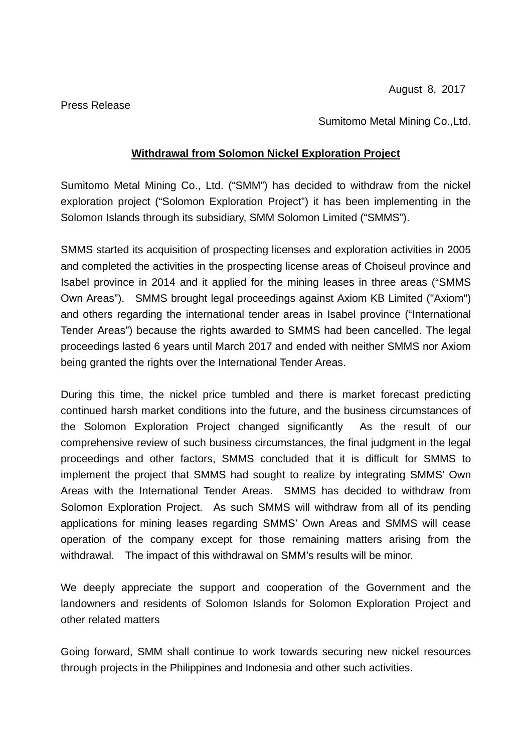August 8, 2017

Press Release

Sumitomo Metal Mining Co.,Ltd.

## Withdrawal from Solomon Nickel Exploration Project

Sumitomo Metal Mining Co., Ltd. (“SMM”) has decided to withdraw from the nickel exploration project (“Solomon Exploration Project”) it has been implementing in the Solomon Islands through its subsidiary, SMM Solomon Limited (“SMMS”).

SMMS started its acquisition of prospecting licenses and exploration activities in 2005 and completed the activities in the prospecting license areas of Choiseul province and Isabel province in 2014 and it applied for the mining leases in three areas (“SMMS Own Areas”). SMMS brought legal proceedings against Axiom KB Limited ("Axiom") and others regarding the international tender areas in Isabel province (“International Tender Areas”) because the rights awarded to SMMS had been cancelled. The legal proceedings lasted 6 years until March 2017 and ended with neither SMMS nor Axiom being granted the rights over the International Tender Areas.

During this time, the nickel price tumbled and there is market forecast predicting continued harsh market conditions into the future, and the business circumstances of the Solomon Exploration Project changed significantly As the result of our comprehensive review of such business circumstances, the final judgment in the legal proceedings and other factors, SMMS concluded that it is difficult for SMMS to implement the project that SMMS had sought to realize by integrating SMMS’ Own Areas with the International Tender Areas. SMMS has decided to withdraw from Solomon Exploration Project. As such SMMS will withdraw from all of its pending applications for mining leases regarding SMMS’ Own Areas and SMMS will cease operation of the company except for those remaining matters arising from the withdrawal. The impact of this withdrawal on SMM’s results will be minor.

We deeply appreciate the support and cooperation of the Government and the landowners and residents of Solomon Islands for Solomon Exploration Project and other related matters

Going forward, SMM shall continue to work towards securing new nickel resources through projects in the Philippines and Indonesia and other such activities.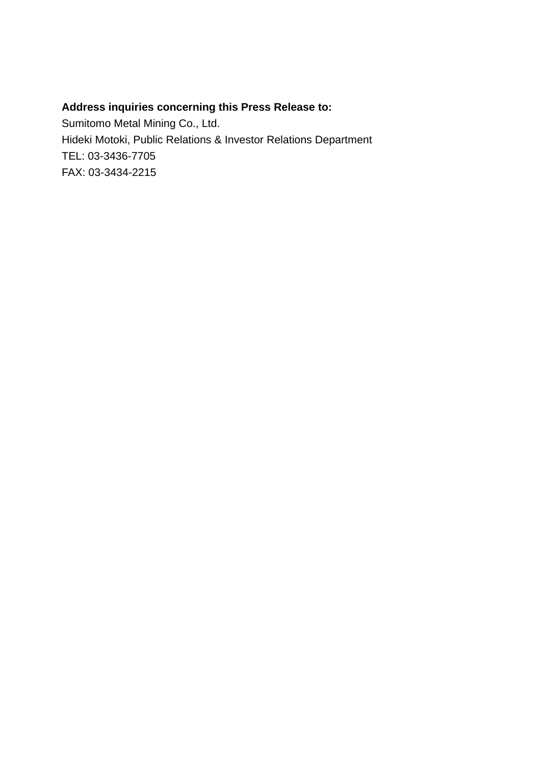**Address inquiries concerning this Press Release to:**

Sumitomo Metal Mining Co., Ltd.

Hideki Motoki, Public Relations & Investor Relations Department

TEL: 03-3436-7705

FAX: 03-3434-2215